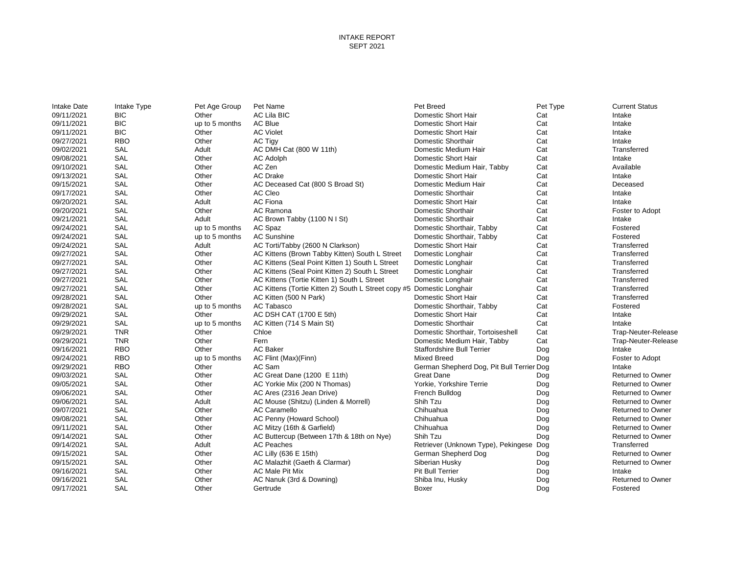# INTAKE REPORT
## SEPT 2021

| Intake Date | Intake Type | Pet Age Group | Pet Name | Pet Breed | Pet Type | Current Status |
|---|---|---|---|---|---|---|
| 09/11/2021 | BIC | Other | AC Lila BIC | Domestic Short Hair | Cat | Intake |
| 09/11/2021 | BIC | up to 5 months | AC Blue | Domestic Short Hair | Cat | Intake |
| 09/11/2021 | BIC | Other | AC Violet | Domestic Short Hair | Cat | Intake |
| 09/27/2021 | RBO | Other | AC Tigy | Domestic Shorthair | Cat | Intake |
| 09/02/2021 | SAL | Adult | AC DMH Cat (800 W 11th) | Domestic Medium Hair | Cat | Transferred |
| 09/08/2021 | SAL | Other | AC Adolph | Domestic Short Hair | Cat | Intake |
| 09/10/2021 | SAL | Other | AC Zen | Domestic Medium Hair, Tabby | Cat | Available |
| 09/13/2021 | SAL | Other | AC Drake | Domestic Short Hair | Cat | Intake |
| 09/15/2021 | SAL | Other | AC Deceased Cat (800 S Broad St) | Domestic Medium Hair | Cat | Deceased |
| 09/17/2021 | SAL | Other | AC Cleo | Domestic Shorthair | Cat | Intake |
| 09/20/2021 | SAL | Adult | AC Fiona | Domestic Short Hair | Cat | Intake |
| 09/20/2021 | SAL | Other | AC Ramona | Domestic Shorthair | Cat | Foster to Adopt |
| 09/21/2021 | SAL | Adult | AC Brown Tabby (1100 N I St) | Domestic Shorthair | Cat | Intake |
| 09/24/2021 | SAL | up to 5 months | AC Spaz | Domestic Shorthair, Tabby | Cat | Fostered |
| 09/24/2021 | SAL | up to 5 months | AC Sunshine | Domestic Shorthair, Tabby | Cat | Fostered |
| 09/24/2021 | SAL | Adult | AC Torti/Tabby (2600 N Clarkson) | Domestic Short Hair | Cat | Transferred |
| 09/27/2021 | SAL | Other | AC Kittens (Brown Tabby Kitten) South L Street | Domestic Longhair | Cat | Transferred |
| 09/27/2021 | SAL | Other | AC Kittens (Seal Point Kitten 1) South L Street | Domestic Longhair | Cat | Transferred |
| 09/27/2021 | SAL | Other | AC Kittens (Seal Point Kitten 2) South L Street | Domestic Longhair | Cat | Transferred |
| 09/27/2021 | SAL | Other | AC Kittens (Tortie Kitten 1) South L Street | Domestic Longhair | Cat | Transferred |
| 09/27/2021 | SAL | Other | AC Kittens (Tortie Kitten 2) South L Street copy #5 | Domestic Longhair | Cat | Transferred |
| 09/28/2021 | SAL | Other | AC Kitten (500 N Park) | Domestic Short Hair | Cat | Transferred |
| 09/28/2021 | SAL | up to 5 months | AC Tabasco | Domestic Shorthair, Tabby | Cat | Fostered |
| 09/29/2021 | SAL | Other | AC DSH CAT (1700 E 5th) | Domestic Short Hair | Cat | Intake |
| 09/29/2021 | SAL | up to 5 months | AC Kitten (714 S Main St) | Domestic Shorthair | Cat | Intake |
| 09/29/2021 | TNR | Other | Chloe | Domestic Shorthair, Tortoiseshell | Cat | Trap-Neuter-Release |
| 09/29/2021 | TNR | Other | Fern | Domestic Medium Hair, Tabby | Cat | Trap-Neuter-Release |
| 09/16/2021 | RBO | Other | AC Baker | Staffordshire Bull Terrier | Dog | Intake |
| 09/24/2021 | RBO | up to 5 months | AC Flint (Max)(Finn) | Mixed Breed | Dog | Foster to Adopt |
| 09/29/2021 | RBO | Other | AC Sam | German Shepherd Dog, Pit Bull Terrier | Dog | Intake |
| 09/03/2021 | SAL | Other | AC Great Dane (1200 E 11th) | Great Dane | Dog | Returned to Owner |
| 09/05/2021 | SAL | Other | AC Yorkie Mix (200 N Thomas) | Yorkie, Yorkshire Terrie | Dog | Returned to Owner |
| 09/06/2021 | SAL | Other | AC Ares (2316 Jean Drive) | French Bulldog | Dog | Returned to Owner |
| 09/06/2021 | SAL | Adult | AC Mouse (Shitzu) (Linden & Morrell) | Shih Tzu | Dog | Returned to Owner |
| 09/07/2021 | SAL | Other | AC Caramello | Chihuahua | Dog | Returned to Owner |
| 09/08/2021 | SAL | Other | AC Penny (Howard School) | Chihuahua | Dog | Returned to Owner |
| 09/11/2021 | SAL | Other | AC Mitzy (16th & Garfield) | Chihuahua | Dog | Returned to Owner |
| 09/14/2021 | SAL | Other | AC Buttercup (Between 17th & 18th on Nye) | Shih Tzu | Dog | Returned to Owner |
| 09/14/2021 | SAL | Adult | AC Peaches | Retriever (Unknown Type), Pekingese | Dog | Transferred |
| 09/15/2021 | SAL | Other | AC Lilly (636 E 15th) | German Shepherd Dog | Dog | Returned to Owner |
| 09/15/2021 | SAL | Other | AC Malazhit (Gaeth & Clarmar) | Siberian Husky | Dog | Returned to Owner |
| 09/16/2021 | SAL | Other | AC Male Pit Mix | Pit Bull Terrier | Dog | Intake |
| 09/16/2021 | SAL | Other | AC Nanuk (3rd & Downing) | Shiba Inu, Husky | Dog | Returned to Owner |
| 09/17/2021 | SAL | Other | Gertrude | Boxer | Dog | Fostered |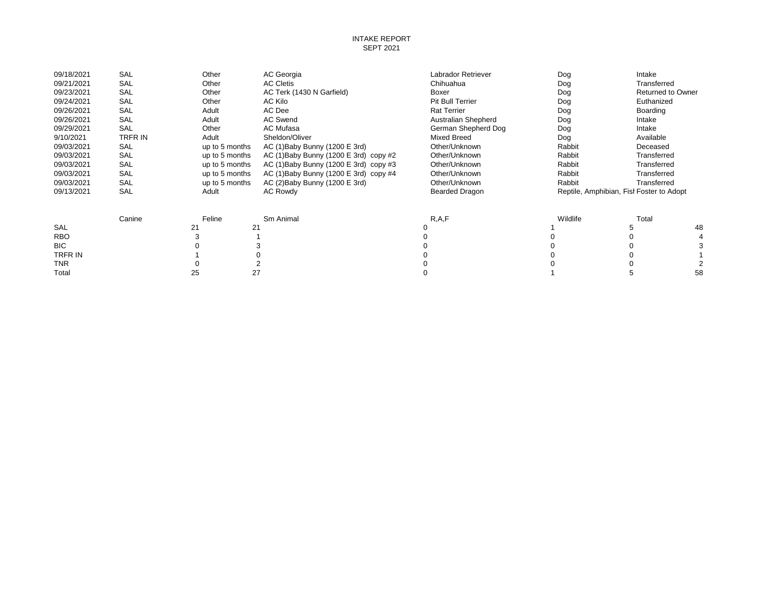INTAKE REPORT
SEPT 2021

| | | | | | | |
|---|---|---|---|---|---|---|
| 09/18/2021 | SAL | Other | AC Georgia | Labrador Retriever | Dog | Intake |
| 09/21/2021 | SAL | Other | AC Cletis | Chihuahua | Dog | Transferred |
| 09/23/2021 | SAL | Other | AC Terk (1430 N Garfield) | Boxer | Dog | Returned to Owner |
| 09/24/2021 | SAL | Other | AC Kilo | Pit Bull Terrier | Dog | Euthanized |
| 09/26/2021 | SAL | Adult | AC Dee | Rat Terrier | Dog | Boarding |
| 09/26/2021 | SAL | Adult | AC Swend | Australian Shepherd | Dog | Intake |
| 09/29/2021 | SAL | Other | AC Mufasa | German Shepherd Dog | Dog | Intake |
| 9/10/2021 | TRFR IN | Adult | Sheldon/Oliver | Mixed Breed | Dog | Available |
| 09/03/2021 | SAL | up to 5 months | AC (1)Baby Bunny (1200 E 3rd) | Other/Unknown | Rabbit | Deceased |
| 09/03/2021 | SAL | up to 5 months | AC (1)Baby Bunny (1200 E 3rd) copy #2 | Other/Unknown | Rabbit | Transferred |
| 09/03/2021 | SAL | up to 5 months | AC (1)Baby Bunny (1200 E 3rd) copy #3 | Other/Unknown | Rabbit | Transferred |
| 09/03/2021 | SAL | up to 5 months | AC (1)Baby Bunny (1200 E 3rd) copy #4 | Other/Unknown | Rabbit | Transferred |
| 09/03/2021 | SAL | up to 5 months | AC (2)Baby Bunny (1200 E 3rd) | Other/Unknown | Rabbit | Transferred |
| 09/13/2021 | SAL | Adult | AC Rowdy | Bearded Dragon | Reptile, Amphibian, Fisl | Foster to Adopt |

| | Canine | Feline | Sm Animal | R,A,F | Wildlife | Total |
|---|---|---|---|---|---|---|
| SAL | 21 | 21 | 0 | 1 | 5 | 48 |
| RBO | 3 | 1 | 0 | 0 | 0 | 4 |
| BIC | 0 | 3 | 0 | 0 | 0 | 3 |
| TRFR IN | 1 | 0 | 0 | 0 | 0 | 1 |
| TNR | 0 | 2 | 0 | 0 | 0 | 2 |
| Total | 25 | 27 | 0 | 1 | 5 | 58 |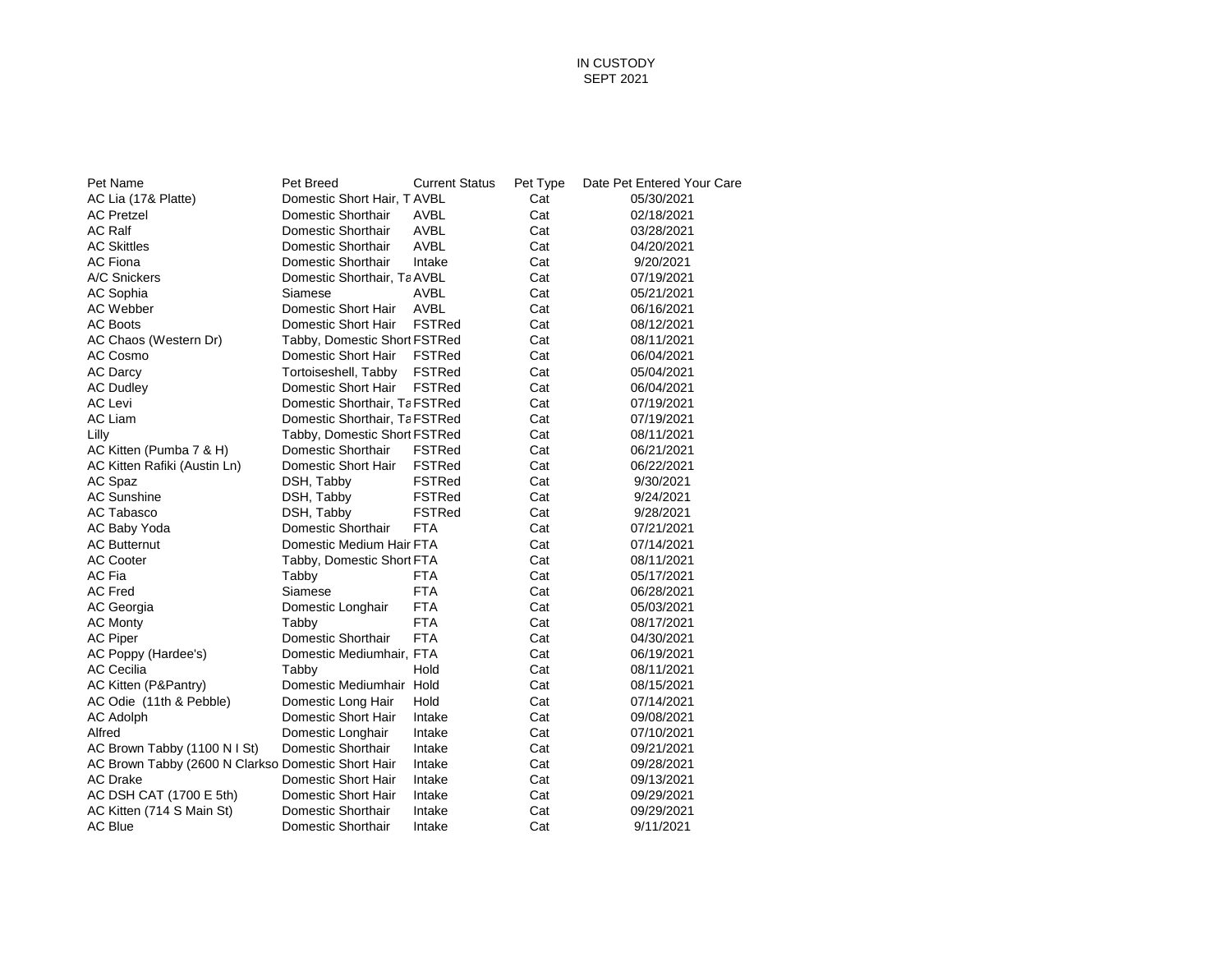IN CUSTODY
SEPT 2021

| Pet Name | Pet Breed | Current Status | Pet Type | Date Pet Entered Your Care |
|---|---|---|---|---|
| AC Lia (17& Platte) | Domestic Short Hair, T | AVBL | Cat | 05/30/2021 |
| AC Pretzel | Domestic Shorthair | AVBL | Cat | 02/18/2021 |
| AC Ralf | Domestic Shorthair | AVBL | Cat | 03/28/2021 |
| AC Skittles | Domestic Shorthair | AVBL | Cat | 04/20/2021 |
| AC Fiona | Domestic Shorthair | Intake | Cat | 9/20/2021 |
| A/C Snickers | Domestic Shorthair, Ta | AVBL | Cat | 07/19/2021 |
| AC Sophia | Siamese | AVBL | Cat | 05/21/2021 |
| AC Webber | Domestic Short Hair | AVBL | Cat | 06/16/2021 |
| AC Boots | Domestic Short Hair | FSTRed | Cat | 08/12/2021 |
| AC Chaos (Western Dr) | Tabby, Domestic Short | FSTRed | Cat | 08/11/2021 |
| AC Cosmo | Domestic Short Hair | FSTRed | Cat | 06/04/2021 |
| AC Darcy | Tortoiseshell, Tabby | FSTRed | Cat | 05/04/2021 |
| AC Dudley | Domestic Short Hair | FSTRed | Cat | 06/04/2021 |
| AC Levi | Domestic Shorthair, Ta | FSTRed | Cat | 07/19/2021 |
| AC Liam | Domestic Shorthair, Ta | FSTRed | Cat | 07/19/2021 |
| Lilly | Tabby, Domestic Short | FSTRed | Cat | 08/11/2021 |
| AC Kitten (Pumba 7 & H) | Domestic Shorthair | FSTRed | Cat | 06/21/2021 |
| AC Kitten Rafiki (Austin Ln) | Domestic Short Hair | FSTRed | Cat | 06/22/2021 |
| AC Spaz | DSH, Tabby | FSTRed | Cat | 9/30/2021 |
| AC Sunshine | DSH, Tabby | FSTRed | Cat | 9/24/2021 |
| AC Tabasco | DSH, Tabby | FSTRed | Cat | 9/28/2021 |
| AC Baby Yoda | Domestic Shorthair | FTA | Cat | 07/21/2021 |
| AC Butternut | Domestic Medium Hair | FTA | Cat | 07/14/2021 |
| AC Cooter | Tabby, Domestic Short | FTA | Cat | 08/11/2021 |
| AC Fia | Tabby | FTA | Cat | 05/17/2021 |
| AC Fred | Siamese | FTA | Cat | 06/28/2021 |
| AC Georgia | Domestic Longhair | FTA | Cat | 05/03/2021 |
| AC Monty | Tabby | FTA | Cat | 08/17/2021 |
| AC Piper | Domestic Shorthair | FTA | Cat | 04/30/2021 |
| AC Poppy (Hardee's) | Domestic Mediumhair, | FTA | Cat | 06/19/2021 |
| AC Cecilia | Tabby | Hold | Cat | 08/11/2021 |
| AC Kitten (P&Pantry) | Domestic Mediumhair | Hold | Cat | 08/15/2021 |
| AC Odie (11th & Pebble) | Domestic Long Hair | Hold | Cat | 07/14/2021 |
| AC Adolph | Domestic Short Hair | Intake | Cat | 09/08/2021 |
| Alfred | Domestic Longhair | Intake | Cat | 07/10/2021 |
| AC Brown Tabby (1100 N I St) | Domestic Shorthair | Intake | Cat | 09/21/2021 |
| AC Brown Tabby (2600 N Clarkso | Domestic Short Hair | Intake | Cat | 09/28/2021 |
| AC Drake | Domestic Short Hair | Intake | Cat | 09/13/2021 |
| AC DSH CAT (1700 E 5th) | Domestic Short Hair | Intake | Cat | 09/29/2021 |
| AC Kitten (714 S Main St) | Domestic Shorthair | Intake | Cat | 09/29/2021 |
| AC Blue | Domestic Shorthair | Intake | Cat | 9/11/2021 |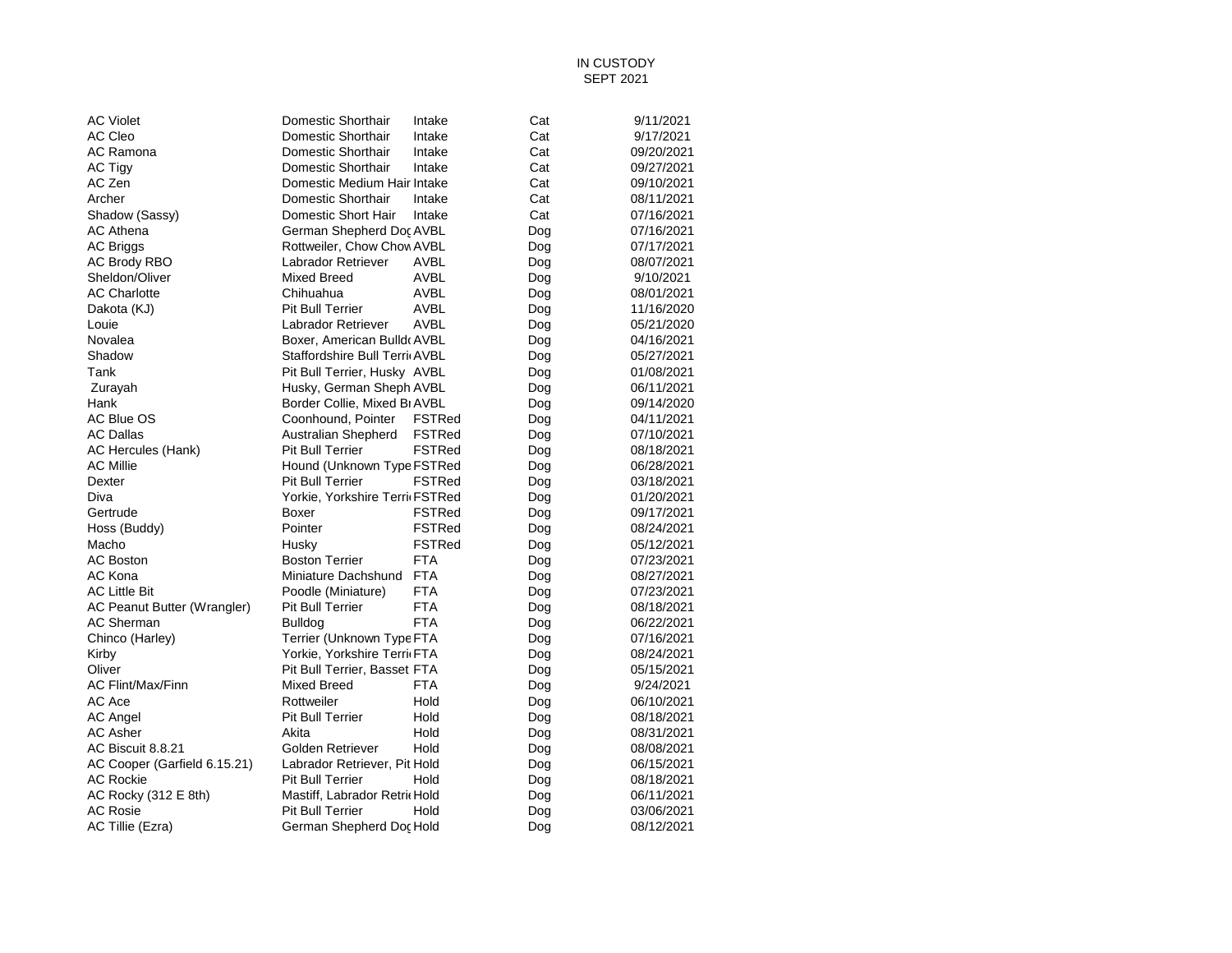IN CUSTODY
SEPT 2021

| | | | | |
|---|---|---|---|---|
| AC Violet | Domestic Shorthair | Intake | Cat | 9/11/2021 |
| AC Cleo | Domestic Shorthair | Intake | Cat | 9/17/2021 |
| AC Ramona | Domestic Shorthair | Intake | Cat | 09/20/2021 |
| AC Tigy | Domestic Shorthair | Intake | Cat | 09/27/2021 |
| AC Zen | Domestic Medium Hair | Intake | Cat | 09/10/2021 |
| Archer | Domestic Shorthair | Intake | Cat | 08/11/2021 |
| Shadow (Sassy) | Domestic Short Hair | Intake | Cat | 07/16/2021 |
| AC Athena | German Shepherd Dog | AVBL | Dog | 07/16/2021 |
| AC Briggs | Rottweiler, Chow Chow | AVBL | Dog | 07/17/2021 |
| AC Brody RBO | Labrador Retriever | AVBL | Dog | 08/07/2021 |
| Sheldon/Oliver | Mixed Breed | AVBL | Dog | 9/10/2021 |
| AC Charlotte | Chihuahua | AVBL | Dog | 08/01/2021 |
| Dakota (KJ) | Pit Bull Terrier | AVBL | Dog | 11/16/2020 |
| Louie | Labrador Retriever | AVBL | Dog | 05/21/2020 |
| Novalea | Boxer, American Bulld | AVBL | Dog | 04/16/2021 |
| Shadow | Staffordshire Bull Terri | AVBL | Dog | 05/27/2021 |
| Tank | Pit Bull Terrier, Husky | AVBL | Dog | 01/08/2021 |
| Zurayah | Husky, German Sheph | AVBL | Dog | 06/11/2021 |
| Hank | Border Collie, Mixed Br | AVBL | Dog | 09/14/2020 |
| AC Blue OS | Coonhound, Pointer | FSTRed | Dog | 04/11/2021 |
| AC Dallas | Australian Shepherd | FSTRed | Dog | 07/10/2021 |
| AC Hercules (Hank) | Pit Bull Terrier | FSTRed | Dog | 08/18/2021 |
| AC Millie | Hound (Unknown Type | FSTRed | Dog | 06/28/2021 |
| Dexter | Pit Bull Terrier | FSTRed | Dog | 03/18/2021 |
| Diva | Yorkie, Yorkshire Terri | FSTRed | Dog | 01/20/2021 |
| Gertrude | Boxer | FSTRed | Dog | 09/17/2021 |
| Hoss (Buddy) | Pointer | FSTRed | Dog | 08/24/2021 |
| Macho | Husky | FSTRed | Dog | 05/12/2021 |
| AC Boston | Boston Terrier | FTA | Dog | 07/23/2021 |
| AC Kona | Miniature Dachshund | FTA | Dog | 08/27/2021 |
| AC Little Bit | Poodle (Miniature) | FTA | Dog | 07/23/2021 |
| AC Peanut Butter (Wrangler) | Pit Bull Terrier | FTA | Dog | 08/18/2021 |
| AC Sherman | Bulldog | FTA | Dog | 06/22/2021 |
| Chinco (Harley) | Terrier (Unknown Type | FTA | Dog | 07/16/2021 |
| Kirby | Yorkie, Yorkshire Terri | FTA | Dog | 08/24/2021 |
| Oliver | Pit Bull Terrier, Basset | FTA | Dog | 05/15/2021 |
| AC Flint/Max/Finn | Mixed Breed | FTA | Dog | 9/24/2021 |
| AC Ace | Rottweiler | Hold | Dog | 06/10/2021 |
| AC Angel | Pit Bull Terrier | Hold | Dog | 08/18/2021 |
| AC Asher | Akita | Hold | Dog | 08/31/2021 |
| AC Biscuit 8.8.21 | Golden Retriever | Hold | Dog | 08/08/2021 |
| AC Cooper (Garfield 6.15.21) | Labrador Retriever, Pit | Hold | Dog | 06/15/2021 |
| AC Rockie | Pit Bull Terrier | Hold | Dog | 08/18/2021 |
| AC Rocky (312 E 8th) | Mastiff, Labrador Retri | Hold | Dog | 06/11/2021 |
| AC Rosie | Pit Bull Terrier | Hold | Dog | 03/06/2021 |
| AC Tillie (Ezra) | German Shepherd Dog | Hold | Dog | 08/12/2021 |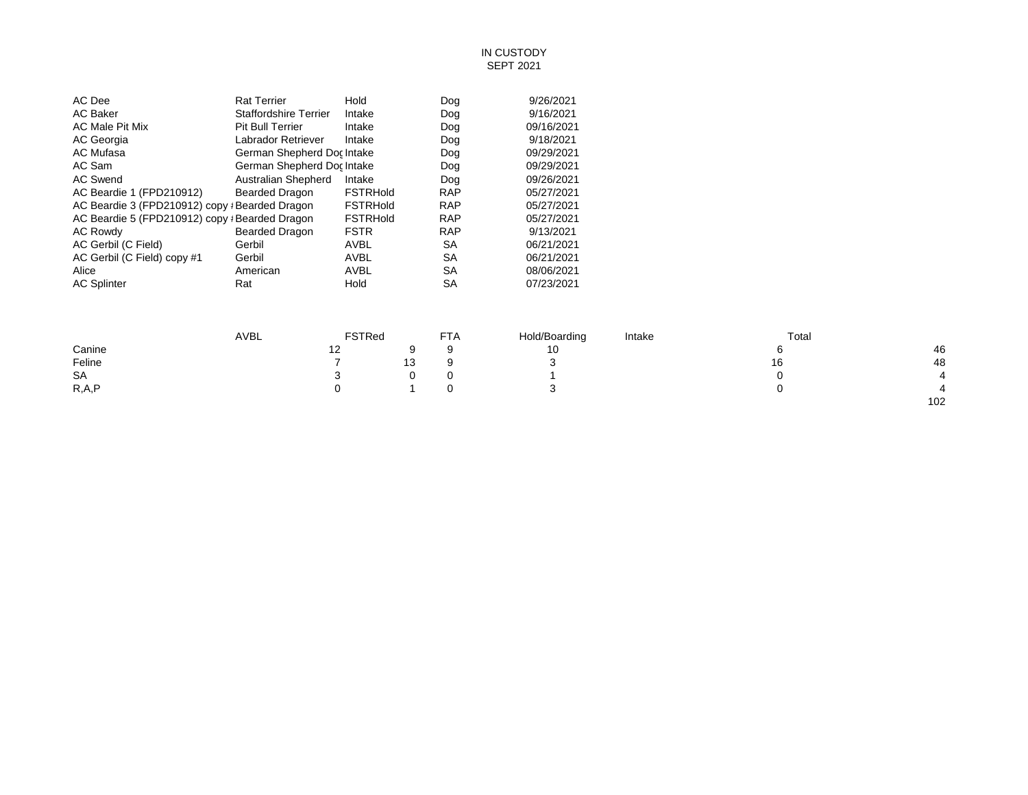# IN CUSTODY
## SEPT 2021

| Name | Breed | Status | Type | Date |
|---|---|---|---|---|
| AC Dee | Rat Terrier | Hold | Dog | 9/26/2021 |
| AC Baker | Staffordshire Terrier | Intake | Dog | 9/16/2021 |
| AC Male Pit Mix | Pit Bull Terrier | Intake | Dog | 09/16/2021 |
| AC Georgia | Labrador Retriever | Intake | Dog | 9/18/2021 |
| AC Mufasa | German Shepherd Dog | Intake | Dog | 09/29/2021 |
| AC Sam | German Shepherd Dog | Intake | Dog | 09/29/2021 |
| AC Swend | Australian Shepherd | Intake | Dog | 09/26/2021 |
| AC Beardie 1 (FPD210912) | Bearded Dragon | FSTRHold | RAP | 05/27/2021 |
| AC Beardie 3 (FPD210912) copy # | Bearded Dragon | FSTRHold | RAP | 05/27/2021 |
| AC Beardie 5 (FPD210912) copy # | Bearded Dragon | FSTRHold | RAP | 05/27/2021 |
| AC Rowdy | Bearded Dragon | FSTR | RAP | 9/13/2021 |
| AC Gerbil (C Field) | Gerbil | AVBL | SA | 06/21/2021 |
| AC Gerbil (C Field) copy #1 | Gerbil | AVBL | SA | 06/21/2021 |
| Alice | American | AVBL | SA | 08/06/2021 |
| AC Splinter | Rat | Hold | SA | 07/23/2021 |

| | AVBL | FSTRed | FTA | Hold/Boarding | Intake | Total |
|---|---|---|---|---|---|---|
| Canine | 12 | 9 | 9 | 10 | 6 | 46 |
| Feline | 7 | 13 | 9 | 3 | 16 | 48 |
| SA | 3 | 0 | 0 | 1 | 0 | 4 |
| R,A,P | 0 | 1 | 0 | 3 | 0 | 4 |
| | | | | | | 102 |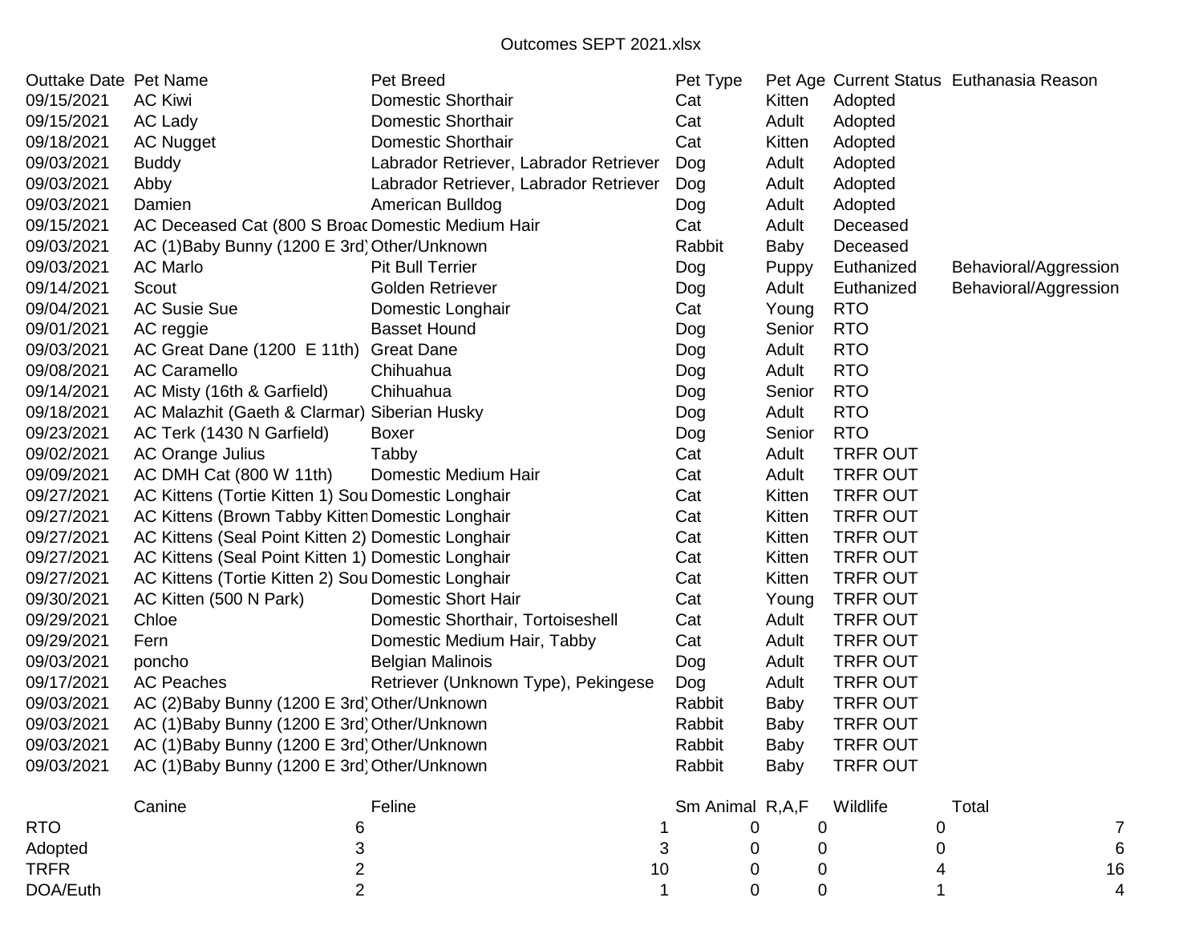Outcomes SEPT 2021.xlsx

| Outtake Date | Pet Name | Pet Breed | Pet Type | Pet Age | Current Status | Euthanasia Reason |
|---|---|---|---|---|---|---|
| 09/15/2021 | AC Kiwi | Domestic Shorthair | Cat | Kitten | Adopted | |
| 09/15/2021 | AC Lady | Domestic Shorthair | Cat | Adult | Adopted | |
| 09/18/2021 | AC Nugget | Domestic Shorthair | Cat | Kitten | Adopted | |
| 09/03/2021 | Buddy | Labrador Retriever, Labrador Retriever | Dog | Adult | Adopted | |
| 09/03/2021 | Abby | Labrador Retriever, Labrador Retriever | Dog | Adult | Adopted | |
| 09/03/2021 | Damien | American Bulldog | Dog | Adult | Adopted | |
| 09/15/2021 | AC Deceased Cat (800 S Broac | Domestic Medium Hair | Cat | Adult | Deceased | |
| 09/03/2021 | AC (1)Baby Bunny (1200 E 3rd) | Other/Unknown | Rabbit | Baby | Deceased | |
| 09/03/2021 | AC Marlo | Pit Bull Terrier | Dog | Puppy | Euthanized | Behavioral/Aggression |
| 09/14/2021 | Scout | Golden Retriever | Dog | Adult | Euthanized | Behavioral/Aggression |
| 09/04/2021 | AC Susie Sue | Domestic Longhair | Cat | Young | RTO | |
| 09/01/2021 | AC reggie | Basset Hound | Dog | Senior | RTO | |
| 09/03/2021 | AC Great Dane (1200 E 11th) | Great Dane | Dog | Adult | RTO | |
| 09/08/2021 | AC Caramello | Chihuahua | Dog | Adult | RTO | |
| 09/14/2021 | AC Misty (16th & Garfield) | Chihuahua | Dog | Senior | RTO | |
| 09/18/2021 | AC Malazhit (Gaeth & Clarmar) | Siberian Husky | Dog | Adult | RTO | |
| 09/23/2021 | AC Terk (1430 N Garfield) | Boxer | Dog | Senior | RTO | |
| 09/02/2021 | AC Orange Julius | Tabby | Cat | Adult | TRFR OUT | |
| 09/09/2021 | AC DMH Cat (800 W 11th) | Domestic Medium Hair | Cat | Adult | TRFR OUT | |
| 09/27/2021 | AC Kittens (Tortie Kitten 1) Sou | Domestic Longhair | Cat | Kitten | TRFR OUT | |
| 09/27/2021 | AC Kittens (Brown Tabby Kitten | Domestic Longhair | Cat | Kitten | TRFR OUT | |
| 09/27/2021 | AC Kittens (Seal Point Kitten 2) | Domestic Longhair | Cat | Kitten | TRFR OUT | |
| 09/27/2021 | AC Kittens (Seal Point Kitten 1) | Domestic Longhair | Cat | Kitten | TRFR OUT | |
| 09/27/2021 | AC Kittens (Tortie Kitten 2) Sou | Domestic Longhair | Cat | Kitten | TRFR OUT | |
| 09/30/2021 | AC Kitten (500 N Park) | Domestic Short Hair | Cat | Young | TRFR OUT | |
| 09/29/2021 | Chloe | Domestic Shorthair, Tortoiseshell | Cat | Adult | TRFR OUT | |
| 09/29/2021 | Fern | Domestic Medium Hair, Tabby | Cat | Adult | TRFR OUT | |
| 09/03/2021 | poncho | Belgian Malinois | Dog | Adult | TRFR OUT | |
| 09/17/2021 | AC Peaches | Retriever (Unknown Type), Pekingese | Dog | Adult | TRFR OUT | |
| 09/03/2021 | AC (2)Baby Bunny (1200 E 3rd) | Other/Unknown | Rabbit | Baby | TRFR OUT | |
| 09/03/2021 | AC (1)Baby Bunny (1200 E 3rd) | Other/Unknown | Rabbit | Baby | TRFR OUT | |
| 09/03/2021 | AC (1)Baby Bunny (1200 E 3rd) | Other/Unknown | Rabbit | Baby | TRFR OUT | |
| 09/03/2021 | AC (1)Baby Bunny (1200 E 3rd) | Other/Unknown | Rabbit | Baby | TRFR OUT | |

| | Canine | Feline | Sm Animal | R,A,F | Wildlife | Total |
|---|---|---|---|---|---|---|
| RTO | 6 | 1 | 0 | 0 | 0 | 7 |
| Adopted | 3 | 3 | 0 | 0 | 0 | 6 |
| TRFR | 2 | 10 | 0 | 0 | 4 | 16 |
| DOA/Euth | 2 | 1 | 0 | 0 | 1 | 4 |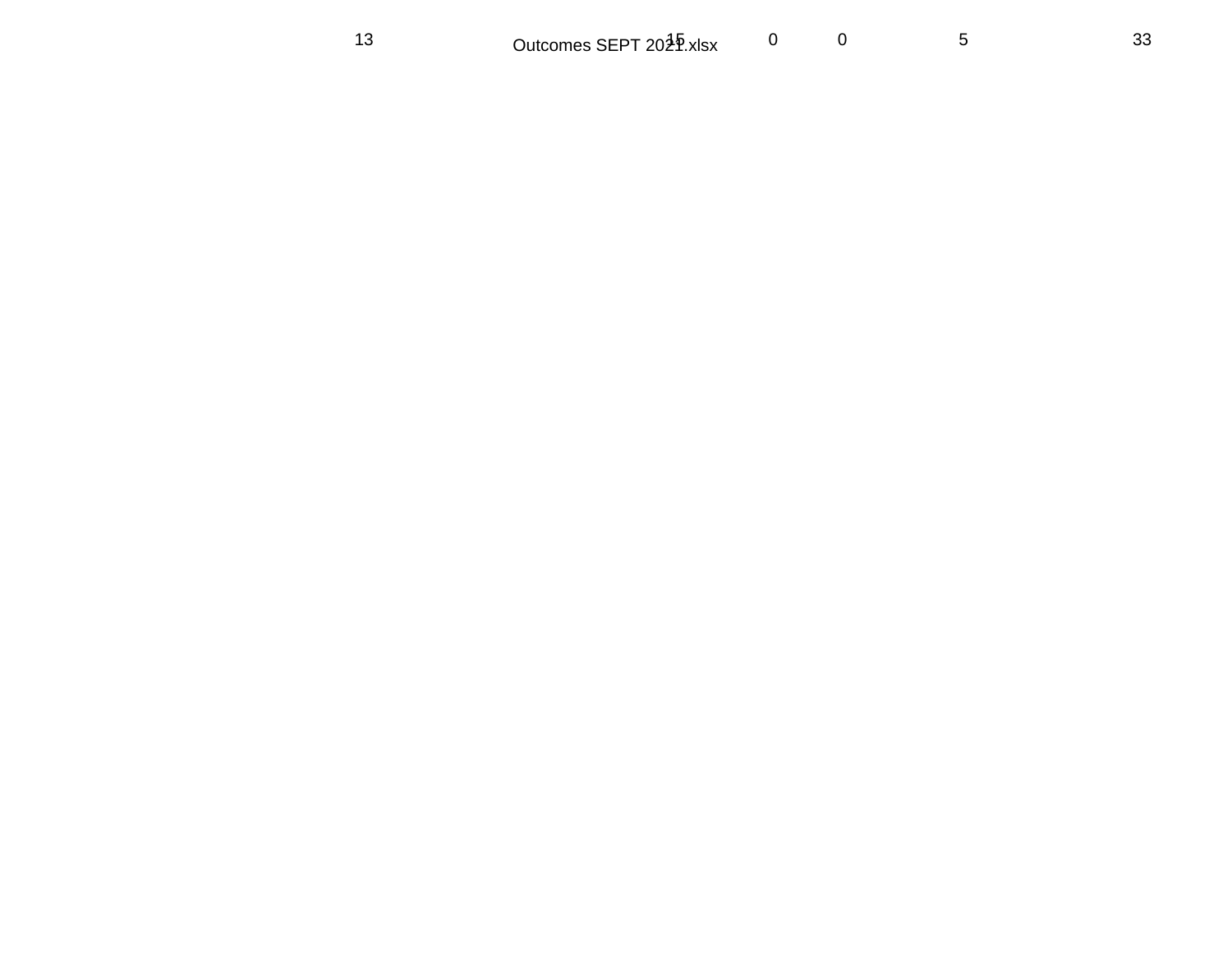| | | | | | |
|---|---|---|---|---|---|
| 13 | 15 | 0 | 0 | 5 | 33 |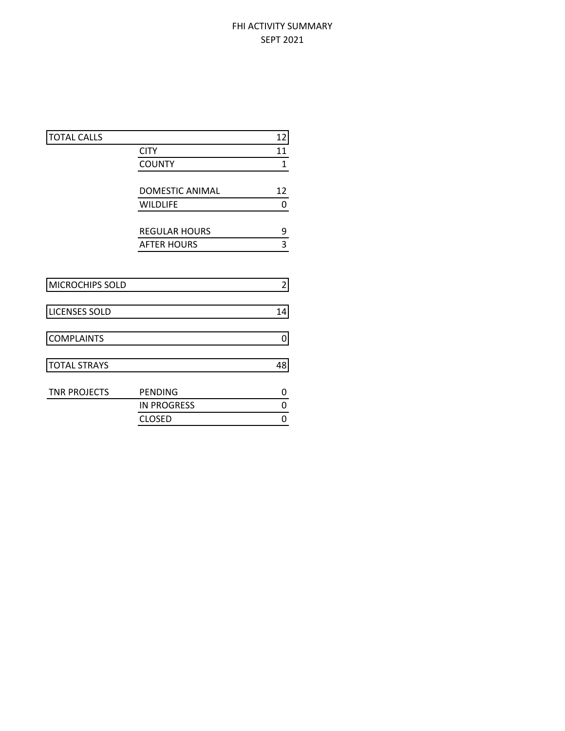# FHI ACTIVITY SUMMARY
## SEPT 2021

| | | |
|---|---|---|
| TOTAL CALLS | | 12 |
| | CITY | 11 |
| | COUNTY | 1 |
| | | |
| | DOMESTIC ANIMAL | 12 |
| | WILDLIFE | 0 |
| | | |
| | REGULAR HOURS | 9 |
| | AFTER HOURS | 3 |
| | | |
| MICROCHIPS SOLD | | 2 |
| LICENSES SOLD | | 14 |
| COMPLAINTS | | 0 |
| TOTAL STRAYS | | 48 |
| | | |
| TNR PROJECTS | PENDING | 0 |
| | IN PROGRESS | 0 |
| | CLOSED | 0 |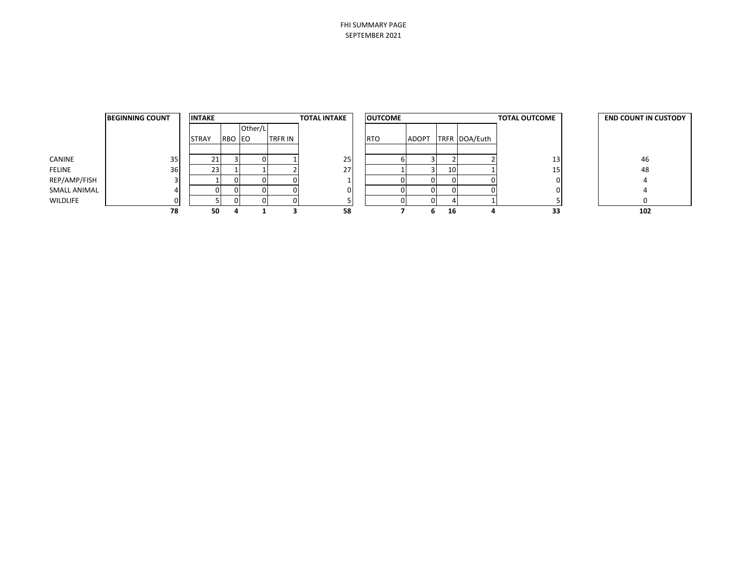FHI SUMMARY PAGE
SEPTEMBER 2021

| | BEGINNING COUNT | INTAKE | | | | TOTAL INTAKE | OUTCOME | | | | TOTAL OUTCOME | END COUNT IN CUSTODY |
|---|---|---|---|---|---|---|---|---|---|---|---|---|
| | | STRAY | RBO | Other/LEO | TRFR IN | | RTO | ADOPT | TRFR | DOA/Euth | | |
| CANINE | 35 | 21 | 3 | 0 | 1 | 25 | 6 | 3 | 2 | 2 | 13 | 46 |
| FELINE | 36 | 23 | 1 | 1 | 2 | 27 | 1 | 3 | 10 | 1 | 15 | 48 |
| REP/AMP/FISH | 3 | 1 | 0 | 0 | 0 | 1 | 0 | 0 | 0 | 0 | 0 | 4 |
| SMALL ANIMAL | 4 | 0 | 0 | 0 | 0 | 0 | 0 | 0 | 0 | 0 | 0 | 4 |
| WILDLIFE | 0 | 5 | 0 | 0 | 0 | 5 | 0 | 0 | 4 | 1 | 5 | 0 |
| | **78** | **50** | **4** | **1** | **3** | **58** | **7** | **6** | **16** | **4** | **33** | **102** |